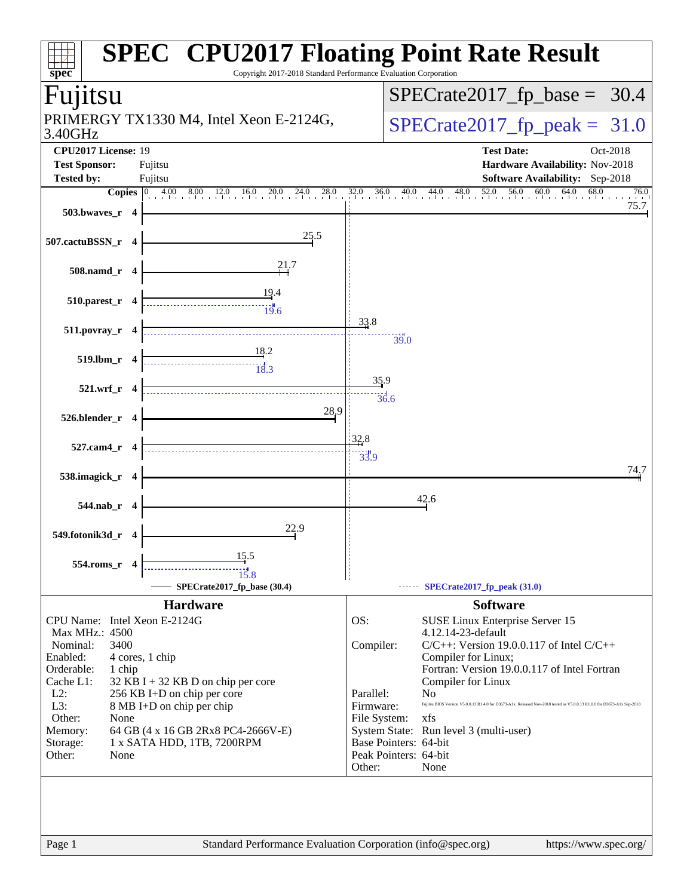# SPEC CPU2017 Floating Point Rate Result

Copyright 2017-2018 Standard Performance Evaluation Corporation

## Fujitsu

PRIMERGY TX1330 M4, Intel Xeon E-2124G, 3.40GHz

SPECrate2017_fp_base = 30.4

SPECrate2017_fp_peak = 31.0

**CPU2017 License:** 19
**Test Sponsor:** Fujitsu
**Tested by:** Fujitsu

**Test Date:** Oct-2018
**Hardware Availability:** Nov-2018
**Software Availability:** Sep-2018

| Benchmark | Copies | Base | Peak |
|---|---|---|---|
| 503.bwaves_r | 4 | 75.7 | |
| 507.cactuBSSN_r | 4 | 25.5 | |
| 508.namd_r | 4 | 21.7 | |
| 510.parest_r | 4 | 19.4 | 19.6 |
| 511.povray_r | 4 | 33.8 | 39.0 |
| 519.lbm_r | 4 | 18.2 | 18.3 |
| 521.wrf_r | 4 | 35.9 | 36.6 |
| 526.blender_r | 4 | 28.9 | |
| 527.cam4_r | 4 | 32.8 | 33.9 |
| 538.imagick_r | 4 | 74.7 | |
| 544.nab_r | 4 | 42.6 | |
| 549.fotonik3d_r | 4 | 22.9 | |
| 554.roms_r | 4 | 15.5 | 15.8 |

SPECrate2017_fp_base (30.4) — SPECrate2017_fp_peak (31.0)

## Hardware

| | |
|---|---|
| CPU Name: | Intel Xeon E-2124G |
| Max MHz.: | 4500 |
| Nominal: | 3400 |
| Enabled: | 4 cores, 1 chip |
| Orderable: | 1 chip |
| Cache L1: | 32 KB I + 32 KB D on chip per core |
| L2: | 256 KB I+D on chip per core |
| L3: | 8 MB I+D on chip per chip |
| Other: | None |
| Memory: | 64 GB (4 x 16 GB 2Rx8 PC4-2666V-E) |
| Storage: | 1 x SATA HDD, 1TB, 7200RPM |
| Other: | None |

## Software

| | |
|---|---|
| OS: | SUSE Linux Enterprise Server 15 4.12.14-23-default |
| Compiler: | C/C++: Version 19.0.0.117 of Intel C/C++ Compiler for Linux; Fortran: Version 19.0.0.117 of Intel Fortran Compiler for Linux |
| Parallel: | No |
| Firmware: | Fujitsu BIOS Version V5.0.0.13 R1.4.0 for D3673-A1x. Released Nov-2018 tested as V5.0.0.13 R1.0.0 for D3673-A1x Sep-2018 |
| File System: | xfs |
| System State: | Run level 3 (multi-user) |
| Base Pointers: | 64-bit |
| Peak Pointers: | 64-bit |
| Other: | None |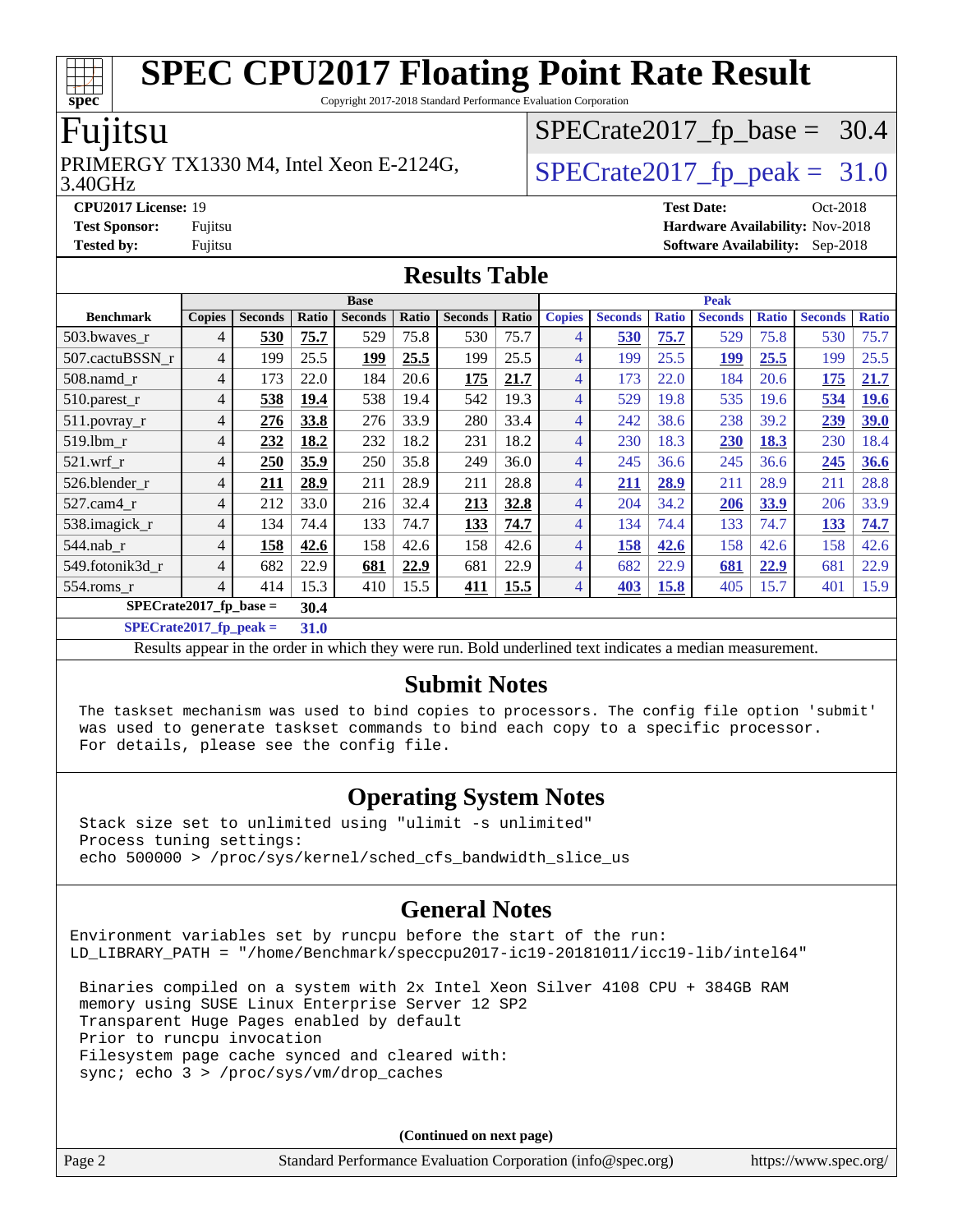# SPEC CPU2017 Floating Point Rate Result

Copyright 2017-2018 Standard Performance Evaluation Corporation

## Fujitsu

PRIMERGY TX1330 M4, Intel Xeon E-2124G, 3.40GHz

SPECrate2017_fp_base = 30.4

SPECrate2017_fp_peak = 31.0

**CPU2017 License:** 19
**Test Sponsor:** Fujitsu
**Tested by:** Fujitsu

**Test Date:** Oct-2018
**Hardware Availability:** Nov-2018
**Software Availability:** Sep-2018

## Results Table

| Benchmark | Base | | | | | | | Peak | | | | | | |
|---|---|---|---|---|---|---|---|---|---|---|---|---|---|---|
| | Copies | Seconds | Ratio | Seconds | Ratio | Seconds | Ratio | Copies | Seconds | Ratio | Seconds | Ratio | Seconds | Ratio |
| 503.bwaves_r | 4 | **530** | **75.7** | 529 | 75.8 | 530 | 75.7 | 4 | **530** | **75.7** | 529 | 75.8 | 530 | 75.7 |
| 507.cactuBSSN_r | 4 | 199 | 25.5 | **199** | **25.5** | 199 | 25.5 | 4 | 199 | 25.5 | **199** | **25.5** | 199 | 25.5 |
| 508.namd_r | 4 | 173 | 22.0 | 184 | 20.6 | **175** | **21.7** | 4 | 173 | 22.0 | 184 | 20.6 | **175** | **21.7** |
| 510.parest_r | 4 | **538** | **19.4** | 538 | 19.4 | 542 | 19.3 | 4 | 529 | 19.8 | 535 | 19.6 | **534** | **19.6** |
| 511.povray_r | 4 | **276** | **33.8** | 276 | 33.9 | 280 | 33.4 | 4 | 242 | 38.6 | 238 | 39.2 | **239** | **39.0** |
| 519.lbm_r | 4 | **232** | **18.2** | 232 | 18.2 | 231 | 18.2 | 4 | 230 | 18.3 | **230** | **18.3** | 230 | 18.4 |
| 521.wrf_r | 4 | **250** | **35.9** | 250 | 35.8 | 249 | 36.0 | 4 | 245 | 36.6 | 245 | 36.6 | **245** | **36.6** |
| 526.blender_r | 4 | **211** | **28.9** | 211 | 28.9 | 211 | 28.8 | 4 | **211** | **28.9** | 211 | 28.9 | 211 | 28.8 |
| 527.cam4_r | 4 | 212 | 33.0 | 216 | 32.4 | **213** | **32.8** | 4 | 204 | 34.2 | **206** | **33.9** | 206 | 33.9 |
| 538.imagick_r | 4 | 134 | 74.4 | 133 | 74.7 | **133** | **74.7** | 4 | 134 | 74.4 | 133 | 74.7 | **133** | **74.7** |
| 544.nab_r | 4 | **158** | **42.6** | 158 | 42.6 | 158 | 42.6 | 4 | **158** | **42.6** | 158 | 42.6 | 158 | 42.6 |
| 549.fotonik3d_r | 4 | 682 | 22.9 | **681** | **22.9** | 681 | 22.9 | 4 | 682 | 22.9 | **681** | **22.9** | 681 | 22.9 |
| 554.roms_r | 4 | 414 | 15.3 | 410 | 15.5 | **411** | **15.5** | 4 | **403** | **15.8** | 405 | 15.7 | 401 | 15.9 |

**SPECrate2017_fp_base = 30.4**

**SPECrate2017_fp_peak = 31.0**

Results appear in the order in which they were run. Bold underlined text indicates a median measurement.

## Submit Notes

```
The taskset mechanism was used to bind copies to processors. The config file option 'submit'
was used to generate taskset commands to bind each copy to a specific processor.
For details, please see the config file.
```

## Operating System Notes

```
Stack size set to unlimited using "ulimit -s unlimited"
Process tuning settings:
echo 500000 > /proc/sys/kernel/sched_cfs_bandwidth_slice_us
```

## General Notes

```
Environment variables set by runcpu before the start of the run:
LD_LIBRARY_PATH = "/home/Benchmark/speccpu2017-ic19-20181011/icc19-lib/intel64"

 Binaries compiled on a system with 2x Intel Xeon Silver 4108 CPU + 384GB RAM
 memory using SUSE Linux Enterprise Server 12 SP2
 Transparent Huge Pages enabled by default
 Prior to runcpu invocation
 Filesystem page cache synced and cleared with:
 sync; echo 3 > /proc/sys/vm/drop_caches
```

**(Continued on next page)**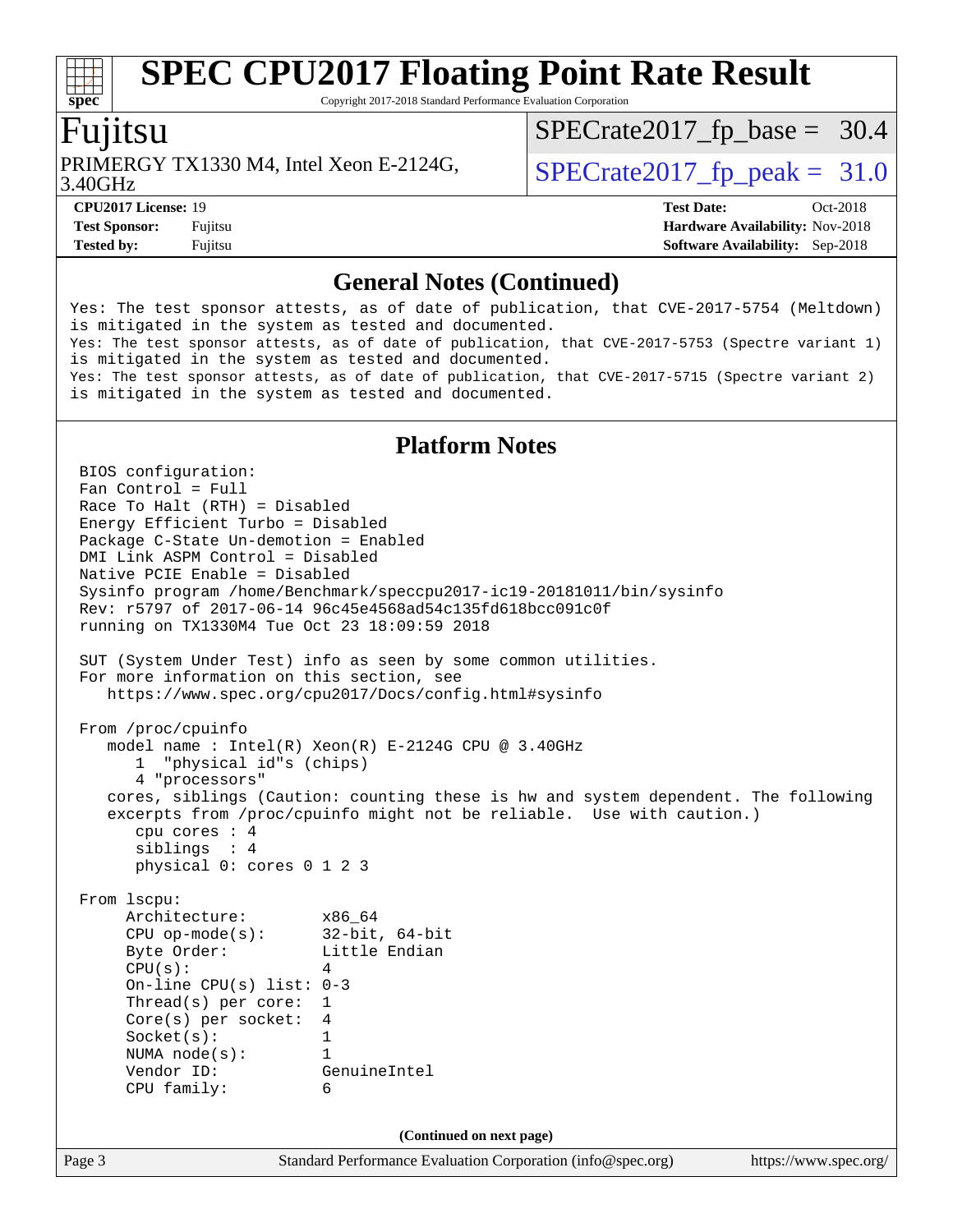# SPEC CPU2017 Floating Point Rate Result

Copyright 2017-2018 Standard Performance Evaluation Corporation

## Fujitsu

PRIMERGY TX1330 M4, Intel Xeon E-2124G, 3.40GHz

SPECrate2017_fp_base = 30.4

SPECrate2017_fp_peak = 31.0

**CPU2017 License:** 19
**Test Sponsor:** Fujitsu
**Tested by:** Fujitsu

**Test Date:** Oct-2018
**Hardware Availability:** Nov-2018
**Software Availability:** Sep-2018

### General Notes (Continued)

```
Yes: The test sponsor attests, as of date of publication, that CVE-2017-5754 (Meltdown)
is mitigated in the system as tested and documented.
Yes: The test sponsor attests, as of date of publication, that CVE-2017-5753 (Spectre variant 1)
is mitigated in the system as tested and documented.
Yes: The test sponsor attests, as of date of publication, that CVE-2017-5715 (Spectre variant 2)
is mitigated in the system as tested and documented.
```

### Platform Notes

```
BIOS configuration:
Fan Control = Full
Race To Halt (RTH) = Disabled
Energy Efficient Turbo = Disabled
Package C-State Un-demotion = Enabled
DMI Link ASPM Control = Disabled
Native PCIE Enable = Disabled
Sysinfo program /home/Benchmark/speccpu2017-ic19-20181011/bin/sysinfo
Rev: r5797 of 2017-06-14 96c45e4568ad54c135fd618bcc091c0f
running on TX1330M4 Tue Oct 23 18:09:59 2018

SUT (System Under Test) info as seen by some common utilities.
For more information on this section, see
   https://www.spec.org/cpu2017/Docs/config.html#sysinfo

From /proc/cpuinfo
   model name : Intel(R) Xeon(R) E-2124G CPU @ 3.40GHz
      1  "physical id"s (chips)
      4 "processors"
   cores, siblings (Caution: counting these is hw and system dependent. The following
   excerpts from /proc/cpuinfo might not be reliable.  Use with caution.)
      cpu cores : 4
      siblings  : 4
      physical 0: cores 0 1 2 3

From lscpu:
     Architecture:        x86_64
     CPU op-mode(s):      32-bit, 64-bit
     Byte Order:          Little Endian
     CPU(s):              4
     On-line CPU(s) list: 0-3
     Thread(s) per core:  1
     Core(s) per socket:  4
     Socket(s):           1
     NUMA node(s):        1
     Vendor ID:           GenuineIntel
     CPU family:          6
```

(Continued on next page)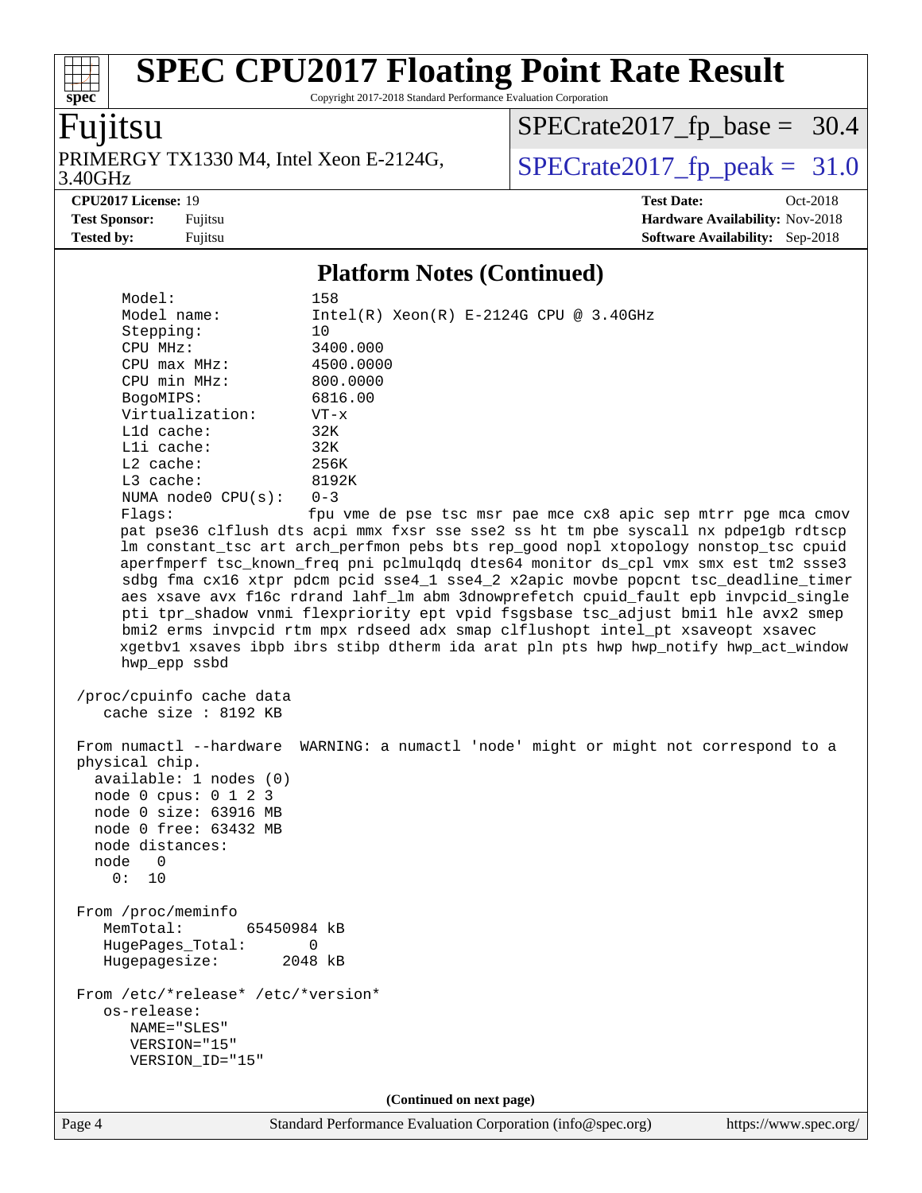# SPEC CPU2017 Floating Point Rate Result

Copyright 2017-2018 Standard Performance Evaluation Corporation

**Fujitsu**

PRIMERGY TX1330 M4, Intel Xeon E-2124G, 3.40GHz

SPECrate2017_fp_base = 30.4

SPECrate2017_fp_peak = 31.0

**CPU2017 License:** 19
**Test Sponsor:** Fujitsu
**Tested by:** Fujitsu

**Test Date:** Oct-2018
**Hardware Availability:** Nov-2018
**Software Availability:** Sep-2018

## Platform Notes (Continued)

```
    Model:                 158
    Model name:            Intel(R) Xeon(R) E-2124G CPU @ 3.40GHz
    Stepping:              10
    CPU MHz:               3400.000
    CPU max MHz:           4500.0000
    CPU min MHz:           800.0000
    BogoMIPS:              6816.00
    Virtualization:        VT-x
    L1d cache:             32K
    L1i cache:             32K
    L2 cache:              256K
    L3 cache:              8192K
    NUMA node0 CPU(s):     0-3
    Flags:                 fpu vme de pse tsc msr pae mce cx8 apic sep mtrr pge mca cmov
    pat pse36 clflush dts acpi mmx fxsr sse sse2 ss ht tm pbe syscall nx pdpe1gb rdtscp
    lm constant_tsc art arch_perfmon pebs bts rep_good nopl xtopology nonstop_tsc cpuid
    aperfmperf tsc_known_freq pni pclmulqdq dtes64 monitor ds_cpl vmx smx est tm2 ssse3
    sdbg fma cx16 xtpr pdcm pcid sse4_1 sse4_2 x2apic movbe popcnt tsc_deadline_timer
    aes xsave avx f16c rdrand lahf_lm abm 3dnowprefetch cpuid_fault epb invpcid_single
    pti tpr_shadow vnmi flexpriority ept vpid fsgsbase tsc_adjust bmi1 hle avx2 smep
    bmi2 erms invpcid rtm mpx rdseed adx smap clflushopt intel_pt xsaveopt xsavec
    xgetbv1 xsaves ibpb ibrs stibp dtherm ida arat pln pts hwp hwp_notify hwp_act_window
    hwp_epp ssbd

 /proc/cpuinfo cache data
    cache size : 8192 KB

 From numactl --hardware  WARNING: a numactl 'node' might or might not correspond to a
 physical chip.
   available: 1 nodes (0)
   node 0 cpus: 0 1 2 3
   node 0 size: 63916 MB
   node 0 free: 63432 MB
   node distances:
   node   0
     0:  10

 From /proc/meminfo
    MemTotal:       65450984 kB
    HugePages_Total:       0
    Hugepagesize:       2048 kB

 From /etc/*release* /etc/*version*
    os-release:
       NAME="SLES"
       VERSION="15"
       VERSION_ID="15"
```

(Continued on next page)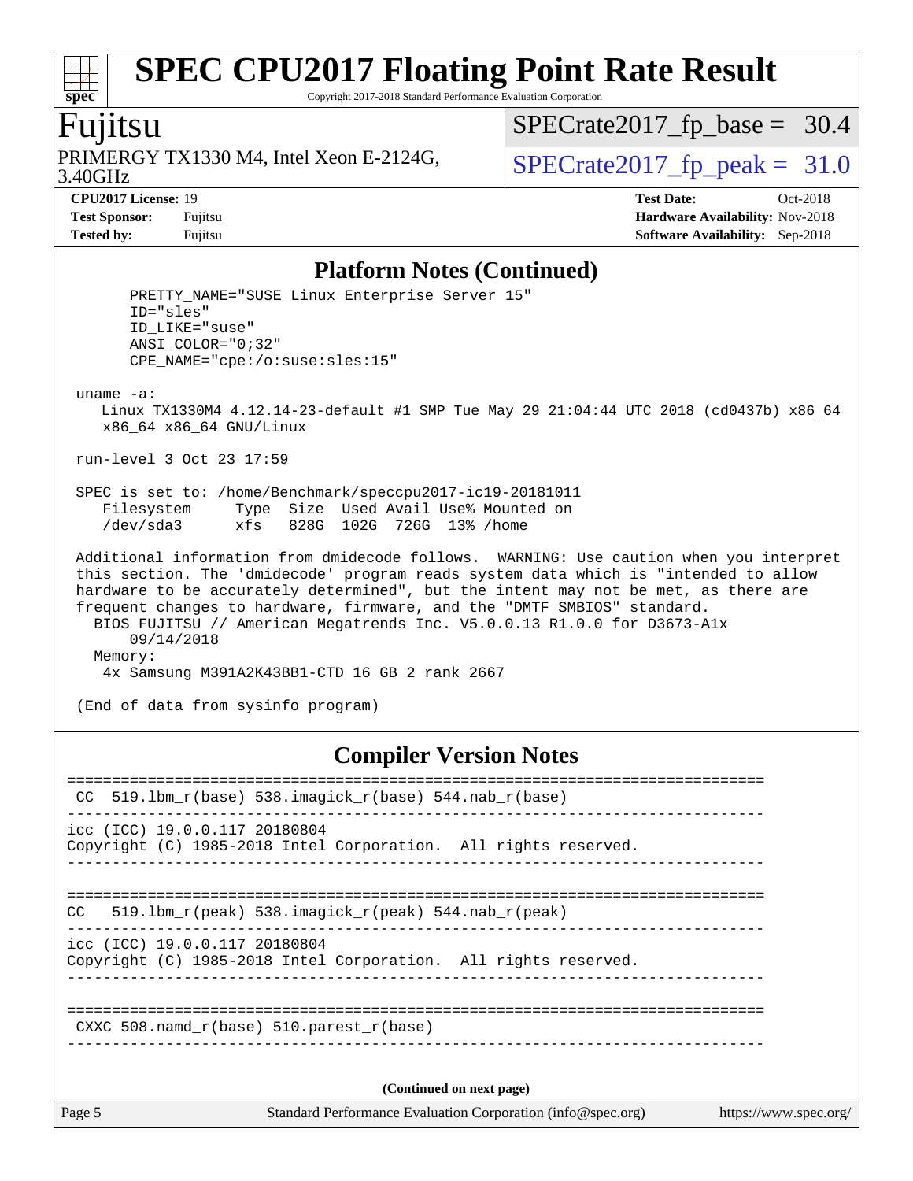## Platform Notes (Continued)

```
      PRETTY_NAME="SUSE Linux Enterprise Server 15"
      ID="sles"
      ID_LIKE="suse"
      ANSI_COLOR="0;32"
      CPE_NAME="cpe:/o:suse:sles:15"

 uname -a:
    Linux TX1330M4 4.12.14-23-default #1 SMP Tue May 29 21:04:44 UTC 2018 (cd0437b) x86_64
    x86_64 x86_64 GNU/Linux

 run-level 3 Oct 23 17:59

 SPEC is set to: /home/Benchmark/speccpu2017-ic19-20181011
    Filesystem     Type  Size  Used Avail Use% Mounted on
    /dev/sda3      xfs   828G  102G  726G  13% /home

 Additional information from dmidecode follows.  WARNING: Use caution when you interpret
 this section. The 'dmidecode' program reads system data which is "intended to allow
 hardware to be accurately determined", but the intent may not be met, as there are
 frequent changes to hardware, firmware, and the "DMTF SMBIOS" standard.
   BIOS FUJITSU // American Megatrends Inc. V5.0.0.13 R1.0.0 for D3673-A1x
      09/14/2018
   Memory:
    4x Samsung M391A2K43BB1-CTD 16 GB 2 rank 2667

 (End of data from sysinfo program)
```

## Compiler Version Notes

```
==============================================================================
 CC  519.lbm_r(base) 538.imagick_r(base) 544.nab_r(base)
------------------------------------------------------------------------------
icc (ICC) 19.0.0.117 20180804
Copyright (C) 1985-2018 Intel Corporation.  All rights reserved.
------------------------------------------------------------------------------

==============================================================================
CC   519.lbm_r(peak) 538.imagick_r(peak) 544.nab_r(peak)
------------------------------------------------------------------------------
icc (ICC) 19.0.0.117 20180804
Copyright (C) 1985-2018 Intel Corporation.  All rights reserved.
------------------------------------------------------------------------------

==============================================================================
 CXXC 508.namd_r(base) 510.parest_r(base)
------------------------------------------------------------------------------
```

(Continued on next page)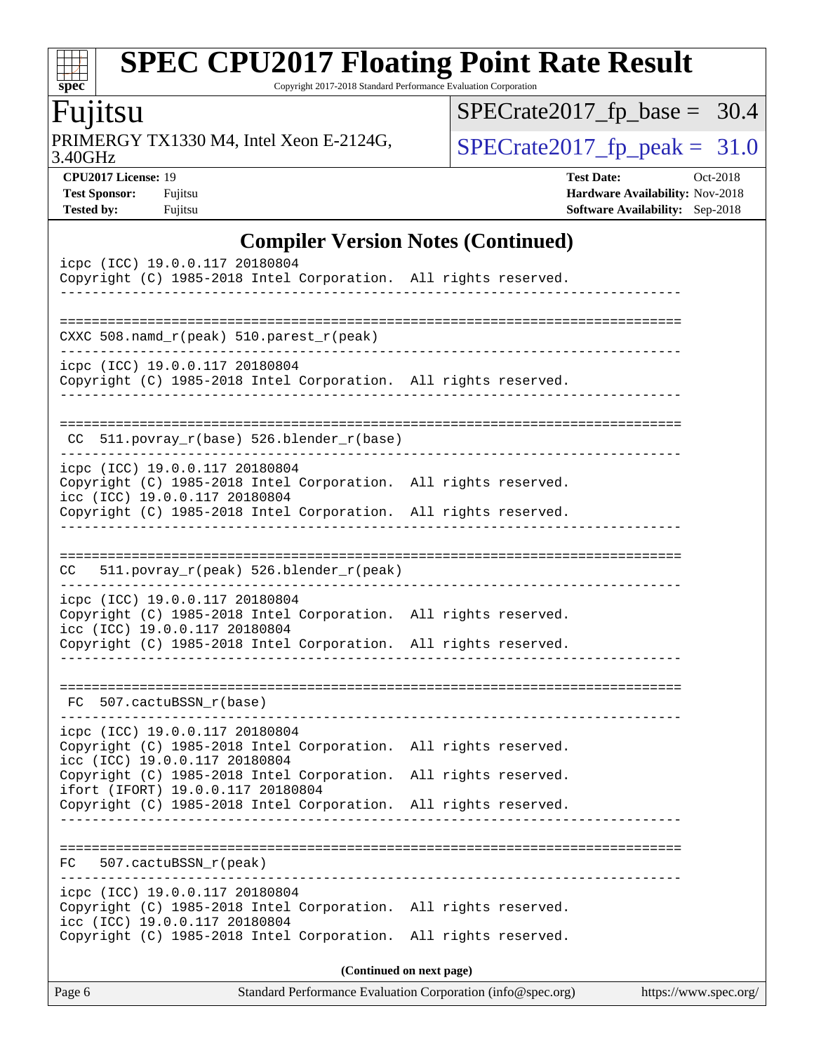## Compiler Version Notes (Continued)

```
icpc (ICC) 19.0.0.117 20180804
Copyright (C) 1985-2018 Intel Corporation.  All rights reserved.
------------------------------------------------------------------------------

==============================================================================
CXXC 508.namd_r(peak) 510.parest_r(peak)
------------------------------------------------------------------------------
icpc (ICC) 19.0.0.117 20180804
Copyright (C) 1985-2018 Intel Corporation.  All rights reserved.
------------------------------------------------------------------------------

==============================================================================
 CC  511.povray_r(base) 526.blender_r(base)
------------------------------------------------------------------------------
icpc (ICC) 19.0.0.117 20180804
Copyright (C) 1985-2018 Intel Corporation.  All rights reserved.
icc (ICC) 19.0.0.117 20180804
Copyright (C) 1985-2018 Intel Corporation.  All rights reserved.
------------------------------------------------------------------------------

==============================================================================
CC   511.povray_r(peak) 526.blender_r(peak)
------------------------------------------------------------------------------
icpc (ICC) 19.0.0.117 20180804
Copyright (C) 1985-2018 Intel Corporation.  All rights reserved.
icc (ICC) 19.0.0.117 20180804
Copyright (C) 1985-2018 Intel Corporation.  All rights reserved.
------------------------------------------------------------------------------

==============================================================================
 FC  507.cactuBSSN_r(base)
------------------------------------------------------------------------------
icpc (ICC) 19.0.0.117 20180804
Copyright (C) 1985-2018 Intel Corporation.  All rights reserved.
icc (ICC) 19.0.0.117 20180804
Copyright (C) 1985-2018 Intel Corporation.  All rights reserved.
ifort (IFORT) 19.0.0.117 20180804
Copyright (C) 1985-2018 Intel Corporation.  All rights reserved.
------------------------------------------------------------------------------

==============================================================================
FC   507.cactuBSSN_r(peak)
------------------------------------------------------------------------------
icpc (ICC) 19.0.0.117 20180804
Copyright (C) 1985-2018 Intel Corporation.  All rights reserved.
icc (ICC) 19.0.0.117 20180804
Copyright (C) 1985-2018 Intel Corporation.  All rights reserved.
```

**(Continued on next page)**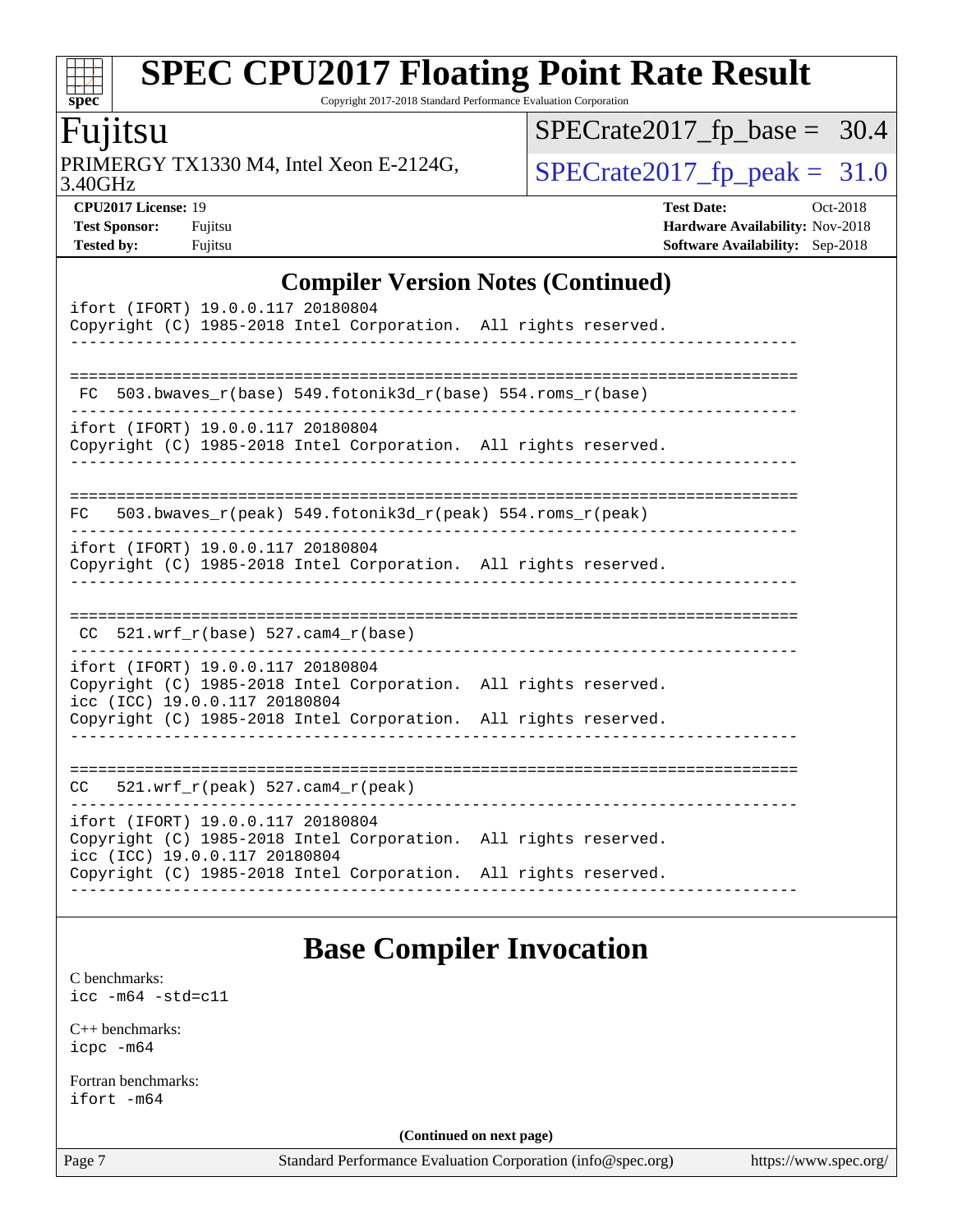## Compiler Version Notes (Continued)

```
ifort (IFORT) 19.0.0.117 20180804
Copyright (C) 1985-2018 Intel Corporation.  All rights reserved.
------------------------------------------------------------------------------

==============================================================================
 FC  503.bwaves_r(base) 549.fotonik3d_r(base) 554.roms_r(base)
------------------------------------------------------------------------------
ifort (IFORT) 19.0.0.117 20180804
Copyright (C) 1985-2018 Intel Corporation.  All rights reserved.
------------------------------------------------------------------------------

==============================================================================
FC   503.bwaves_r(peak) 549.fotonik3d_r(peak) 554.roms_r(peak)
------------------------------------------------------------------------------
ifort (IFORT) 19.0.0.117 20180804
Copyright (C) 1985-2018 Intel Corporation.  All rights reserved.
------------------------------------------------------------------------------

==============================================================================
 CC  521.wrf_r(base) 527.cam4_r(base)
------------------------------------------------------------------------------
ifort (IFORT) 19.0.0.117 20180804
Copyright (C) 1985-2018 Intel Corporation.  All rights reserved.
icc (ICC) 19.0.0.117 20180804
Copyright (C) 1985-2018 Intel Corporation.  All rights reserved.
------------------------------------------------------------------------------

==============================================================================
CC   521.wrf_r(peak) 527.cam4_r(peak)
------------------------------------------------------------------------------
ifort (IFORT) 19.0.0.117 20180804
Copyright (C) 1985-2018 Intel Corporation.  All rights reserved.
icc (ICC) 19.0.0.117 20180804
Copyright (C) 1985-2018 Intel Corporation.  All rights reserved.
------------------------------------------------------------------------------
```

## Base Compiler Invocation

C benchmarks:
`icc -m64 -std=c11`

C++ benchmarks:
`icpc -m64`

Fortran benchmarks:
`ifort -m64`

**(Continued on next page)**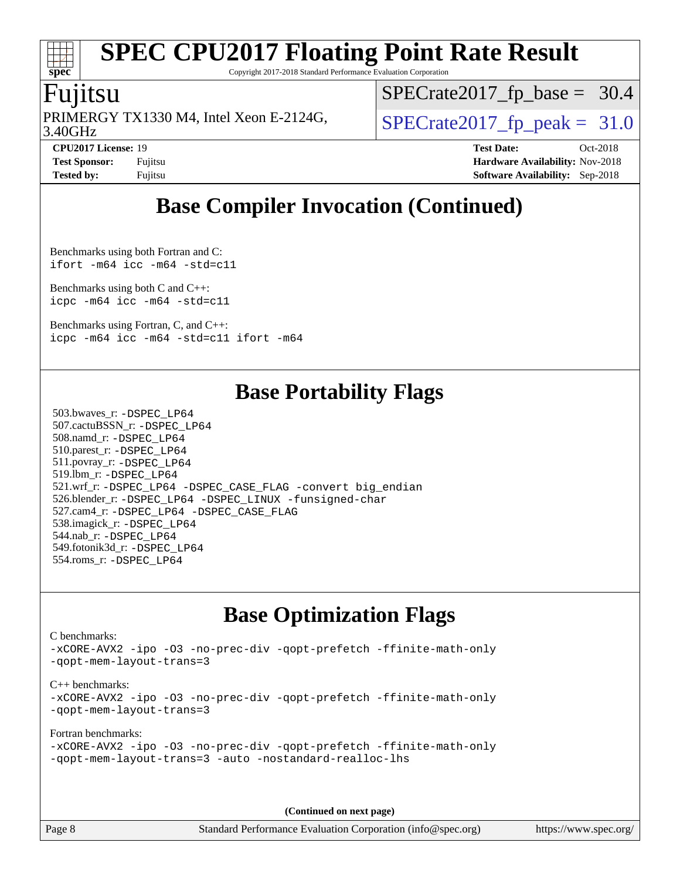# Base Compiler Invocation (Continued)

Benchmarks using both Fortran and C:
`ifort -m64 icc -m64 -std=c11`

Benchmarks using both C and C++:
`icpc -m64 icc -m64 -std=c11`

Benchmarks using Fortran, C, and C++:
`icpc -m64 icc -m64 -std=c11 ifort -m64`

# Base Portability Flags

503.bwaves_r: `-DSPEC_LP64`
507.cactuBSSN_r: `-DSPEC_LP64`
508.namd_r: `-DSPEC_LP64`
510.parest_r: `-DSPEC_LP64`
511.povray_r: `-DSPEC_LP64`
519.lbm_r: `-DSPEC_LP64`
521.wrf_r: `-DSPEC_LP64 -DSPEC_CASE_FLAG -convert big_endian`
526.blender_r: `-DSPEC_LP64 -DSPEC_LINUX -funsigned-char`
527.cam4_r: `-DSPEC_LP64 -DSPEC_CASE_FLAG`
538.imagick_r: `-DSPEC_LP64`
544.nab_r: `-DSPEC_LP64`
549.fotonik3d_r: `-DSPEC_LP64`
554.roms_r: `-DSPEC_LP64`

# Base Optimization Flags

C benchmarks:
`-xCORE-AVX2 -ipo -O3 -no-prec-div -qopt-prefetch -ffinite-math-only -qopt-mem-layout-trans=3`

C++ benchmarks:
`-xCORE-AVX2 -ipo -O3 -no-prec-div -qopt-prefetch -ffinite-math-only -qopt-mem-layout-trans=3`

Fortran benchmarks:
`-xCORE-AVX2 -ipo -O3 -no-prec-div -qopt-prefetch -ffinite-math-only -qopt-mem-layout-trans=3 -auto -nostandard-realloc-lhs`

**(Continued on next page)**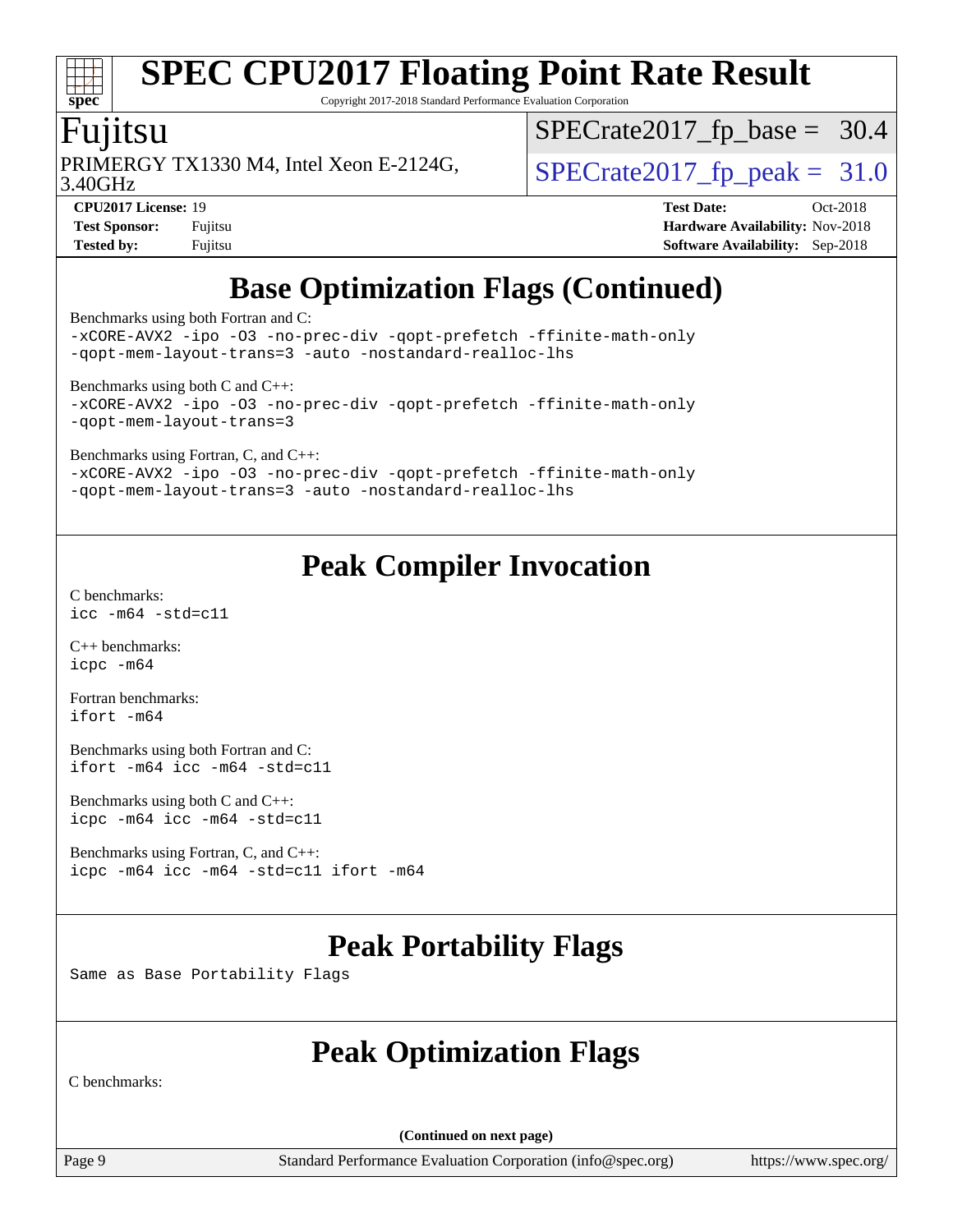## Base Optimization Flags (Continued)

Benchmarks using both Fortran and C:
```
-xCORE-AVX2 -ipo -O3 -no-prec-div -qopt-prefetch -ffinite-math-only
-qopt-mem-layout-trans=3 -auto -nostandard-realloc-lhs
```

Benchmarks using both C and C++:
```
-xCORE-AVX2 -ipo -O3 -no-prec-div -qopt-prefetch -ffinite-math-only
-qopt-mem-layout-trans=3
```

Benchmarks using Fortran, C, and C++:
```
-xCORE-AVX2 -ipo -O3 -no-prec-div -qopt-prefetch -ffinite-math-only
-qopt-mem-layout-trans=3 -auto -nostandard-realloc-lhs
```

## Peak Compiler Invocation

C benchmarks:
```
icc -m64 -std=c11
```

C++ benchmarks:
```
icpc -m64
```

Fortran benchmarks:
```
ifort -m64
```

Benchmarks using both Fortran and C:
```
ifort -m64 icc -m64 -std=c11
```

Benchmarks using both C and C++:
```
icpc -m64 icc -m64 -std=c11
```

Benchmarks using Fortran, C, and C++:
```
icpc -m64 icc -m64 -std=c11 ifort -m64
```

## Peak Portability Flags

Same as Base Portability Flags

## Peak Optimization Flags

C benchmarks:

(Continued on next page)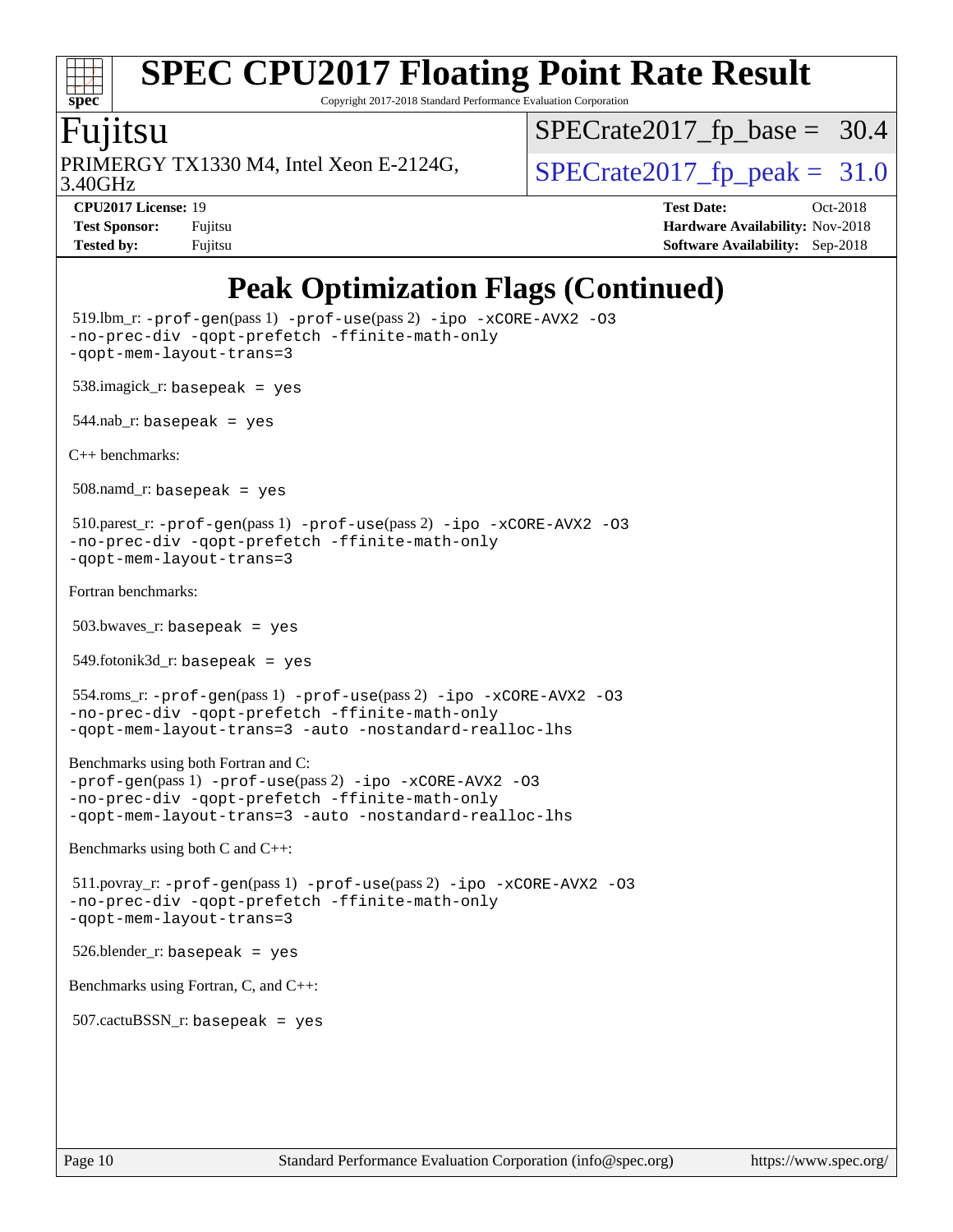# Peak Optimization Flags (Continued)

519.lbm_r: -prof-gen(pass 1) -prof-use(pass 2) -ipo -xCORE-AVX2 -O3 -no-prec-div -qopt-prefetch -ffinite-math-only -qopt-mem-layout-trans=3

538.imagick_r: basepeak = yes

544.nab_r: basepeak = yes

C++ benchmarks:

508.namd_r: basepeak = yes

510.parest_r: -prof-gen(pass 1) -prof-use(pass 2) -ipo -xCORE-AVX2 -O3 -no-prec-div -qopt-prefetch -ffinite-math-only -qopt-mem-layout-trans=3

Fortran benchmarks:

503.bwaves_r: basepeak = yes

549.fotonik3d_r: basepeak = yes

554.roms_r: -prof-gen(pass 1) -prof-use(pass 2) -ipo -xCORE-AVX2 -O3 -no-prec-div -qopt-prefetch -ffinite-math-only -qopt-mem-layout-trans=3 -auto -nostandard-realloc-lhs

Benchmarks using both Fortran and C:
-prof-gen(pass 1) -prof-use(pass 2) -ipo -xCORE-AVX2 -O3 -no-prec-div -qopt-prefetch -ffinite-math-only -qopt-mem-layout-trans=3 -auto -nostandard-realloc-lhs

Benchmarks using both C and C++:

511.povray_r: -prof-gen(pass 1) -prof-use(pass 2) -ipo -xCORE-AVX2 -O3 -no-prec-div -qopt-prefetch -ffinite-math-only -qopt-mem-layout-trans=3

526.blender_r: basepeak = yes

Benchmarks using Fortran, C, and C++:

507.cactuBSSN_r: basepeak = yes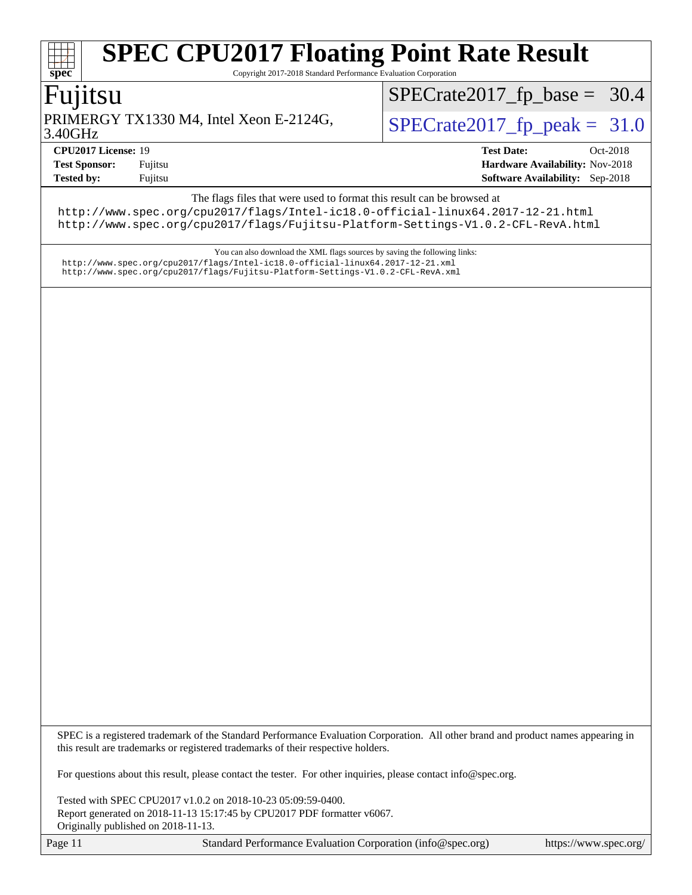The flags files that were used to format this result can be browsed at

http://www.spec.org/cpu2017/flags/Intel-ic18.0-official-linux64.2017-12-21.html
http://www.spec.org/cpu2017/flags/Fujitsu-Platform-Settings-V1.0.2-CFL-RevA.html

You can also download the XML flags sources by saving the following links:

http://www.spec.org/cpu2017/flags/Intel-ic18.0-official-linux64.2017-12-21.xml
http://www.spec.org/cpu2017/flags/Fujitsu-Platform-Settings-V1.0.2-CFL-RevA.xml

SPEC is a registered trademark of the Standard Performance Evaluation Corporation. All other brand and product names appearing in this result are trademarks or registered trademarks of their respective holders.

For questions about this result, please contact the tester. For other inquiries, please contact info@spec.org.

Tested with SPEC CPU2017 v1.0.2 on 2018-10-23 05:09:59-0400.
Report generated on 2018-11-13 15:17:45 by CPU2017 PDF formatter v6067.
Originally published on 2018-11-13.